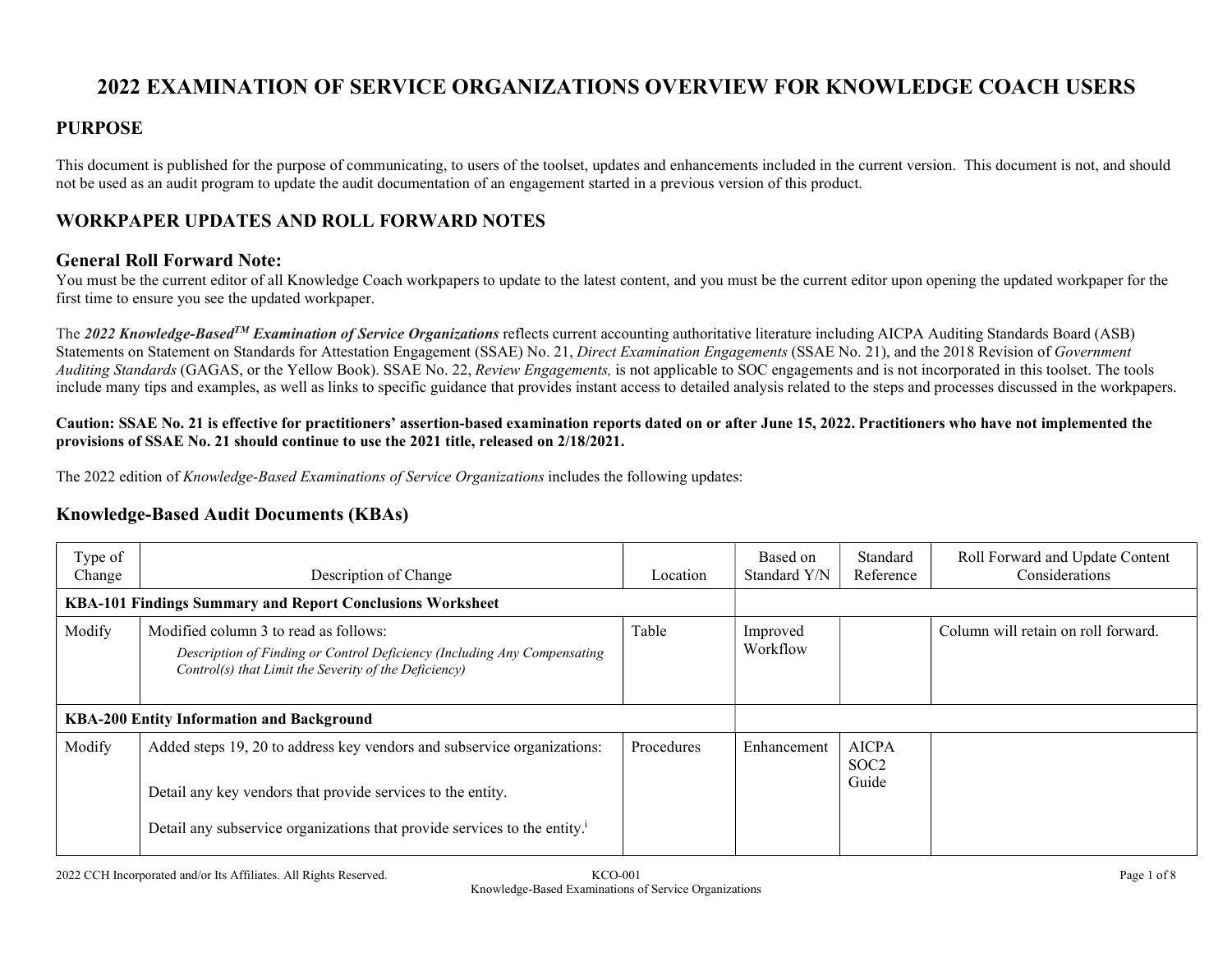# 2022 EXAMINATION OF SERVICE ORGANIZATIONS OVERVIEW FOR KNOWLEDGE COACH USERS

## PURPOSE

This document is published for the purpose of communicating, to users of the toolset, updates and enhancements included in the current version. This document is not, and should not be used as an audit program to update the audit documentation of an engagement started in a previous version of this product.

## WORKPAPER UPDATES AND ROLL FORWARD NOTES

### General Roll Forward Note:

You must be the current editor of all Knowledge Coach workpapers to update to the latest content, and you must be the current editor upon opening the updated workpaper for the first time to ensure you see the updated workpaper.

The ***2022 Knowledge-Based™ Examination of Service Organizations*** reflects current accounting authoritative literature including AICPA Auditing Standards Board (ASB) Statements on Statement on Standards for Attestation Engagement (SSAE) No. 21, *Direct Examination Engagements* (SSAE No. 21), and the 2018 Revision of *Government Auditing Standards* (GAGAS, or the Yellow Book). SSAE No. 22, *Review Engagements,* is not applicable to SOC engagements and is not incorporated in this toolset. The tools include many tips and examples, as well as links to specific guidance that provides instant access to detailed analysis related to the steps and processes discussed in the workpapers.

**Caution: SSAE No. 21 is effective for practitioners' assertion-based examination reports dated on or after June 15, 2022. Practitioners who have not implemented the provisions of SSAE No. 21 should continue to use the 2021 title, released on 2/18/2021.**

The 2022 edition of *Knowledge-Based Examinations of Service Organizations* includes the following updates:

### Knowledge-Based Audit Documents (KBAs)

| Type of Change | Description of Change | Location | Based on Standard Y/N | Standard Reference | Roll Forward and Update Content Considerations |
|---|---|---|---|---|---|
| **KBA-101 Findings Summary and Report Conclusions Worksheet** | | | | | |
| Modify | Modified column 3 to read as follows: *Description of Finding or Control Deficiency (Including Any Compensating Control(s) that Limit the Severity of the Deficiency)* | Table | Improved Workflow | | Column will retain on roll forward. |
| **KBA-200 Entity Information and Background** | | | | | |
| Modify | Added steps 19, 20 to address key vendors and subservice organizations: Detail any key vendors that provide services to the entity. Detail any subservice organizations that provide services to the entity.[i] | Procedures | Enhancement | AICPA SOC2 Guide | |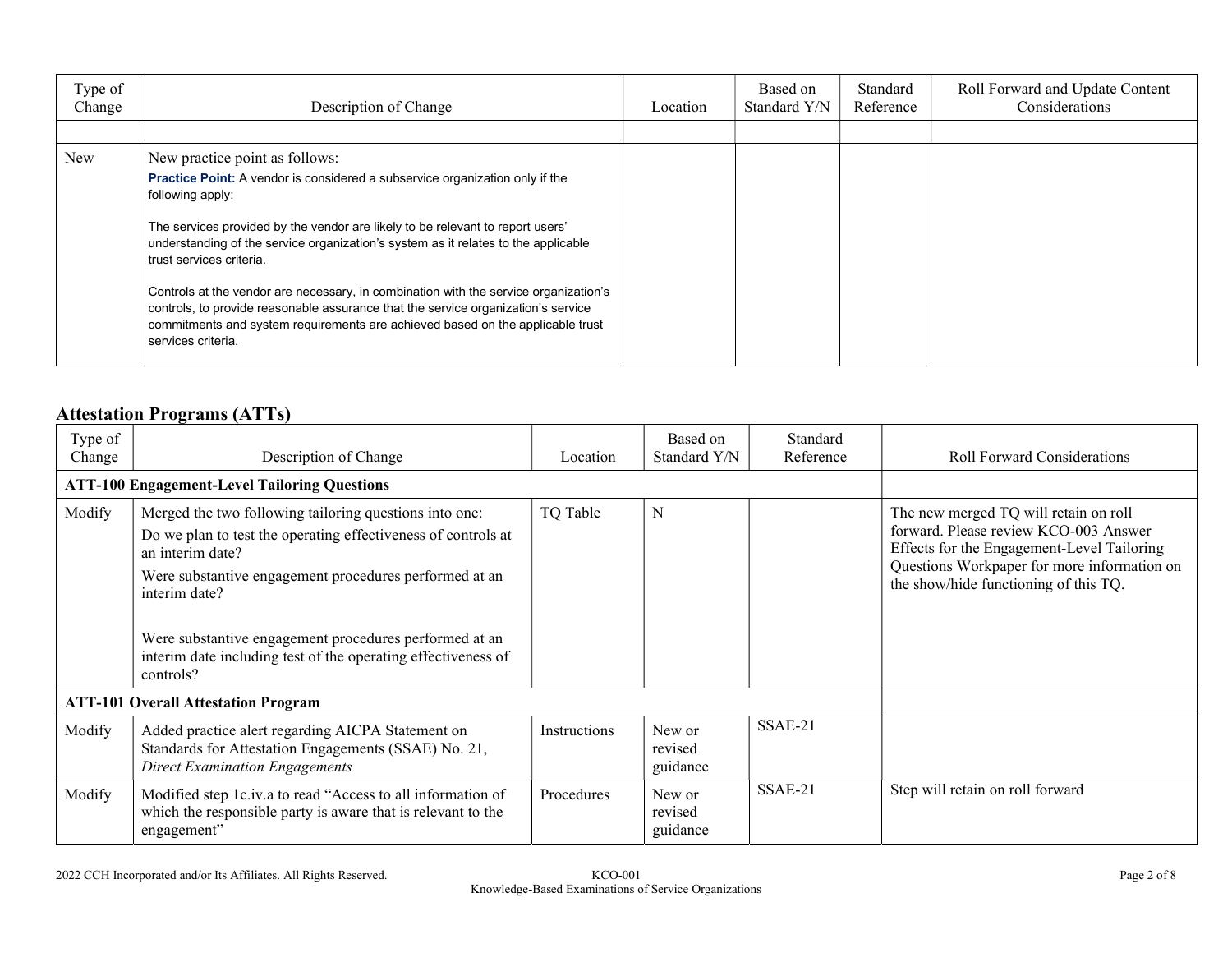| Type of Change | Description of Change | Location | Based on Standard Y/N | Standard Reference | Roll Forward and Update Content Considerations |
|---|---|---|---|---|---|
| | | | | | |
| New | New practice point as follows:<br>**Practice Point:** A vendor is considered a subservice organization only if the following apply:<br><br>The services provided by the vendor are likely to be relevant to report users' understanding of the service organization's system as it relates to the applicable trust services criteria.<br><br>Controls at the vendor are necessary, in combination with the service organization's controls, to provide reasonable assurance that the service organization's service commitments and system requirements are achieved based on the applicable trust services criteria. | | | | |

## Attestation Programs (ATTs)

| Type of Change | Description of Change | Location | Based on Standard Y/N | Standard Reference | Roll Forward Considerations |
|---|---|---|---|---|---|
| **ATT-100 Engagement-Level Tailoring Questions** | | | | | |
| Modify | Merged the two following tailoring questions into one:<br>Do we plan to test the operating effectiveness of controls at an interim date?<br>Were substantive engagement procedures performed at an interim date?<br><br>Were substantive engagement procedures performed at an interim date including test of the operating effectiveness of controls? | TQ Table | N | | The new merged TQ will retain on roll forward. Please review KCO-003 Answer Effects for the Engagement-Level Tailoring Questions Workpaper for more information on the show/hide functioning of this TQ. |
| **ATT-101 Overall Attestation Program** | | | | | |
| Modify | Added practice alert regarding AICPA Statement on Standards for Attestation Engagements (SSAE) No. 21, *Direct Examination Engagements* | Instructions | New or revised guidance | SSAE-21 | |
| Modify | Modified step 1c.iv.a to read "Access to all information of which the responsible party is aware that is relevant to the engagement" | Procedures | New or revised guidance | SSAE-21 | Step will retain on roll forward |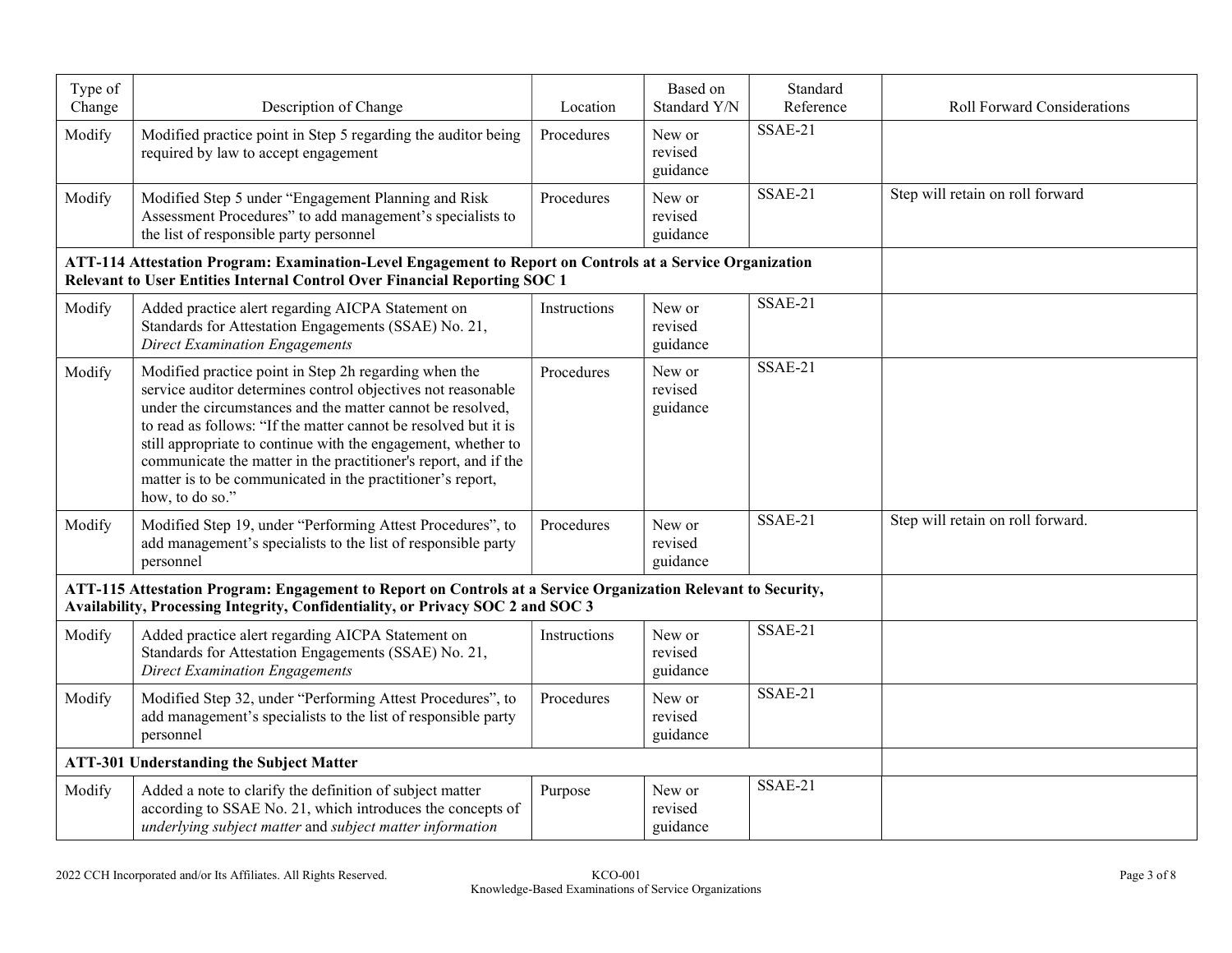| Type of Change | Description of Change | Location | Based on Standard Y/N | Standard Reference | Roll Forward Considerations |
|---|---|---|---|---|---|
| Modify | Modified practice point in Step 5 regarding the auditor being required by law to accept engagement | Procedures | New or revised guidance | SSAE-21 | |
| Modify | Modified Step 5 under "Engagement Planning and Risk Assessment Procedures" to add management's specialists to the list of responsible party personnel | Procedures | New or revised guidance | SSAE-21 | Step will retain on roll forward |
| **ATT-114 Attestation Program: Examination-Level Engagement to Report on Controls at a Service Organization Relevant to User Entities Internal Control Over Financial Reporting SOC 1** | | | | | |
| Modify | Added practice alert regarding AICPA Statement on Standards for Attestation Engagements (SSAE) No. 21, *Direct Examination Engagements* | Instructions | New or revised guidance | SSAE-21 | |
| Modify | Modified practice point in Step 2h regarding when the service auditor determines control objectives not reasonable under the circumstances and the matter cannot be resolved, to read as follows: "If the matter cannot be resolved but it is still appropriate to continue with the engagement, whether to communicate the matter in the practitioner's report, and if the matter is to be communicated in the practitioner's report, how, to do so." | Procedures | New or revised guidance | SSAE-21 | |
| Modify | Modified Step 19, under "Performing Attest Procedures", to add management's specialists to the list of responsible party personnel | Procedures | New or revised guidance | SSAE-21 | Step will retain on roll forward. |
| **ATT-115 Attestation Program: Engagement to Report on Controls at a Service Organization Relevant to Security, Availability, Processing Integrity, Confidentiality, or Privacy SOC 2 and SOC 3** | | | | | |
| Modify | Added practice alert regarding AICPA Statement on Standards for Attestation Engagements (SSAE) No. 21, *Direct Examination Engagements* | Instructions | New or revised guidance | SSAE-21 | |
| Modify | Modified Step 32, under "Performing Attest Procedures", to add management's specialists to the list of responsible party personnel | Procedures | New or revised guidance | SSAE-21 | |
| **ATT-301 Understanding the Subject Matter** | | | | | |
| Modify | Added a note to clarify the definition of subject matter according to SSAE No. 21, which introduces the concepts of *underlying subject matter* and *subject matter information* | Purpose | New or revised guidance | SSAE-21 | |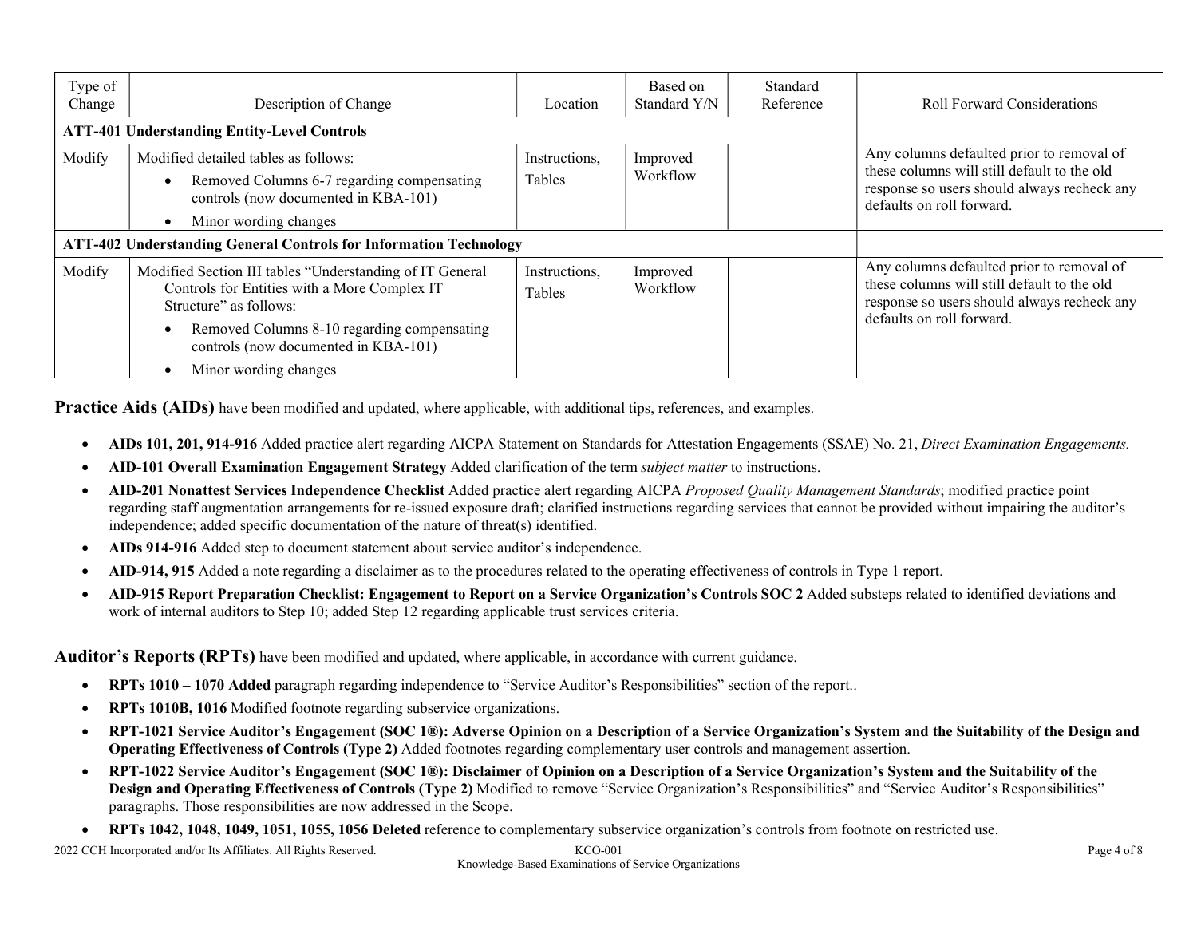| Type of Change | Description of Change | Location | Based on Standard Y/N | Standard Reference | Roll Forward Considerations |
|---|---|---|---|---|---|
| **ATT-401 Understanding Entity-Level Controls** | | | | | |
| Modify | Modified detailed tables as follows:<br>• Removed Columns 6-7 regarding compensating controls (now documented in KBA-101)<br>• Minor wording changes | Instructions, Tables | Improved Workflow | | Any columns defaulted prior to removal of these columns will still default to the old response so users should always recheck any defaults on roll forward. |
| **ATT-402 Understanding General Controls for Information Technology** | | | | | |
| Modify | Modified Section III tables "Understanding of IT General Controls for Entities with a More Complex IT Structure" as follows:<br>• Removed Columns 8-10 regarding compensating controls (now documented in KBA-101)<br>• Minor wording changes | Instructions, Tables | Improved Workflow | | Any columns defaulted prior to removal of these columns will still default to the old response so users should always recheck any defaults on roll forward. |

**Practice Aids (AIDs)** have been modified and updated, where applicable, with additional tips, references, and examples.

- **AIDs 101, 201, 914-916** Added practice alert regarding AICPA Statement on Standards for Attestation Engagements (SSAE) No. 21, *Direct Examination Engagements.*
- **AID-101 Overall Examination Engagement Strategy** Added clarification of the term *subject matter* to instructions.
- **AID-201 Nonattest Services Independence Checklist** Added practice alert regarding AICPA *Proposed Quality Management Standards*; modified practice point regarding staff augmentation arrangements for re-issued exposure draft; clarified instructions regarding services that cannot be provided without impairing the auditor's independence; added specific documentation of the nature of threat(s) identified.
- **AIDs 914-916** Added step to document statement about service auditor's independence.
- **AID-914, 915** Added a note regarding a disclaimer as to the procedures related to the operating effectiveness of controls in Type 1 report.
- **AID-915 Report Preparation Checklist: Engagement to Report on a Service Organization's Controls SOC 2** Added substeps related to identified deviations and work of internal auditors to Step 10; added Step 12 regarding applicable trust services criteria.

**Auditor's Reports (RPTs)** have been modified and updated, where applicable, in accordance with current guidance.

- **RPTs 1010 – 1070 Added** paragraph regarding independence to "Service Auditor's Responsibilities" section of the report..
- **RPTs 1010B, 1016** Modified footnote regarding subservice organizations.
- **RPT-1021 Service Auditor's Engagement (SOC 1®): Adverse Opinion on a Description of a Service Organization's System and the Suitability of the Design and Operating Effectiveness of Controls (Type 2)** Added footnotes regarding complementary user controls and management assertion.
- **RPT-1022 Service Auditor's Engagement (SOC 1®): Disclaimer of Opinion on a Description of a Service Organization's System and the Suitability of the Design and Operating Effectiveness of Controls (Type 2)** Modified to remove "Service Organization's Responsibilities" and "Service Auditor's Responsibilities" paragraphs. Those responsibilities are now addressed in the Scope.
- **RPTs 1042, 1048, 1049, 1051, 1055, 1056 Deleted** reference to complementary subservice organization's controls from footnote on restricted use.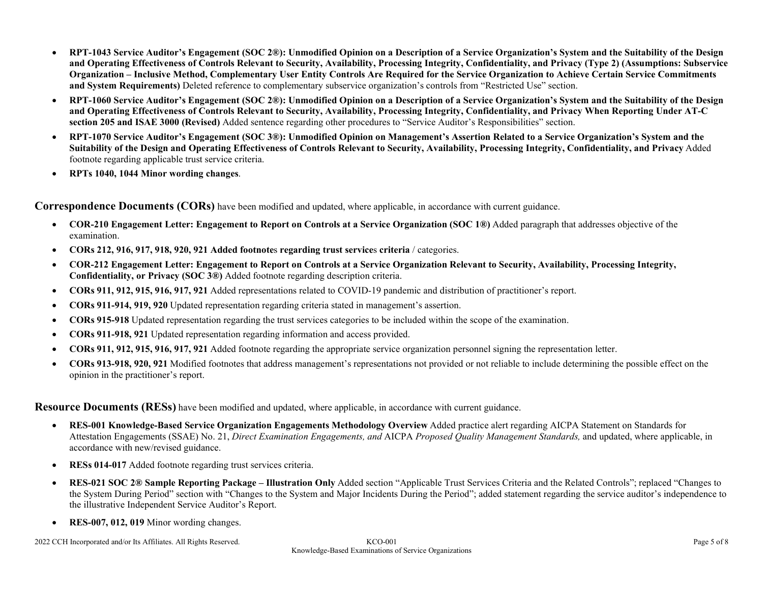- **RPT-1043 Service Auditor's Engagement (SOC 2®): Unmodified Opinion on a Description of a Service Organization's System and the Suitability of the Design and Operating Effectiveness of Controls Relevant to Security, Availability, Processing Integrity, Confidentiality, and Privacy (Type 2) (Assumptions: Subservice Organization – Inclusive Method, Complementary User Entity Controls Are Required for the Service Organization to Achieve Certain Service Commitments and System Requirements)** Deleted reference to complementary subservice organization's controls from "Restricted Use" section.
- **RPT-1060 Service Auditor's Engagement (SOC 2®): Unmodified Opinion on a Description of a Service Organization's System and the Suitability of the Design and Operating Effectiveness of Controls Relevant to Security, Availability, Processing Integrity, Confidentiality, and Privacy When Reporting Under AT-C section 205 and ISAE 3000 (Revised)** Added sentence regarding other procedures to "Service Auditor's Responsibilities" section.
- **RPT-1070 Service Auditor's Engagement (SOC 3®): Unmodified Opinion on Management's Assertion Related to a Service Organization's System and the Suitability of the Design and Operating Effectiveness of Controls Relevant to Security, Availability, Processing Integrity, Confidentiality, and Privacy** Added footnote regarding applicable trust service criteria.
- **RPTs 1040, 1044 Minor wording changes**.

**Correspondence Documents (CORs)** have been modified and updated, where applicable, in accordance with current guidance.

- **COR-210 Engagement Letter: Engagement to Report on Controls at a Service Organization (SOC 1®)** Added paragraph that addresses objective of the examination.
- **CORs 212, 916, 917, 918, 920, 921 Added footnote**s **regarding trust service**s **criteria** / categories.
- **COR-212 Engagement Letter: Engagement to Report on Controls at a Service Organization Relevant to Security, Availability, Processing Integrity, Confidentiality, or Privacy (SOC 3®)** Added footnote regarding description criteria.
- **CORs 911, 912, 915, 916, 917, 921** Added representations related to COVID-19 pandemic and distribution of practitioner's report.
- **CORs 911-914, 919, 920** Updated representation regarding criteria stated in management's assertion.
- **CORs 915-918** Updated representation regarding the trust services categories to be included within the scope of the examination.
- **CORs 911-918, 921** Updated representation regarding information and access provided.
- **CORs 911, 912, 915, 916, 917, 921** Added footnote regarding the appropriate service organization personnel signing the representation letter.
- **CORs 913-918, 920, 921** Modified footnotes that address management's representations not provided or not reliable to include determining the possible effect on the opinion in the practitioner's report.

**Resource Documents (RESs)** have been modified and updated, where applicable, in accordance with current guidance.

- **RES-001 Knowledge-Based Service Organization Engagements Methodology Overview** Added practice alert regarding AICPA Statement on Standards for Attestation Engagements (SSAE) No. 21, *Direct Examination Engagements, and* AICPA *Proposed Quality Management Standards,* and updated, where applicable, in accordance with new/revised guidance.
- **RESs 014-017** Added footnote regarding trust services criteria.
- **RES-021 SOC 2® Sample Reporting Package – Illustration Only** Added section "Applicable Trust Services Criteria and the Related Controls"; replaced "Changes to the System During Period" section with "Changes to the System and Major Incidents During the Period"; added statement regarding the service auditor's independence to the illustrative Independent Service Auditor's Report.
- **RES-007, 012, 019** Minor wording changes.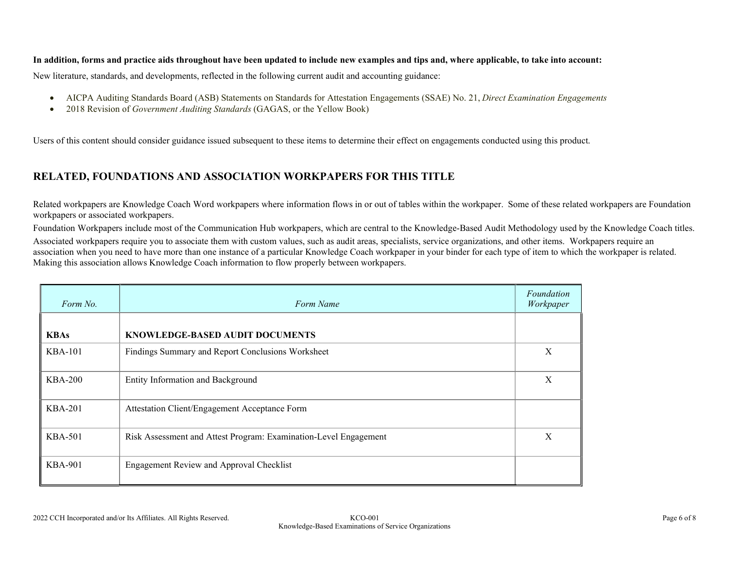**In addition, forms and practice aids throughout have been updated to include new examples and tips and, where applicable, to take into account:**

New literature, standards, and developments, reflected in the following current audit and accounting guidance:

- AICPA Auditing Standards Board (ASB) Statements on Standards for Attestation Engagements (SSAE) No. 21, *Direct Examination Engagements*
- 2018 Revision of *Government Auditing Standards* (GAGAS, or the Yellow Book)

Users of this content should consider guidance issued subsequent to these items to determine their effect on engagements conducted using this product.

## RELATED, FOUNDATIONS AND ASSOCIATION WORKPAPERS FOR THIS TITLE

Related workpapers are Knowledge Coach Word workpapers where information flows in or out of tables within the workpaper. Some of these related workpapers are Foundation workpapers or associated workpapers.

Foundation Workpapers include most of the Communication Hub workpapers, which are central to the Knowledge-Based Audit Methodology used by the Knowledge Coach titles.

Associated workpapers require you to associate them with custom values, such as audit areas, specialists, service organizations, and other items. Workpapers require an association when you need to have more than one instance of a particular Knowledge Coach workpaper in your binder for each type of item to which the workpaper is related. Making this association allows Knowledge Coach information to flow properly between workpapers.

| *Form No.* | *Form Name* | *Foundation Workpaper* |
|---|---|---|
| **KBAs** | **KNOWLEDGE-BASED AUDIT DOCUMENTS** | |
| KBA-101 | Findings Summary and Report Conclusions Worksheet | X |
| KBA-200 | Entity Information and Background | X |
| KBA-201 | Attestation Client/Engagement Acceptance Form | |
| KBA-501 | Risk Assessment and Attest Program: Examination-Level Engagement | X |
| KBA-901 | Engagement Review and Approval Checklist | |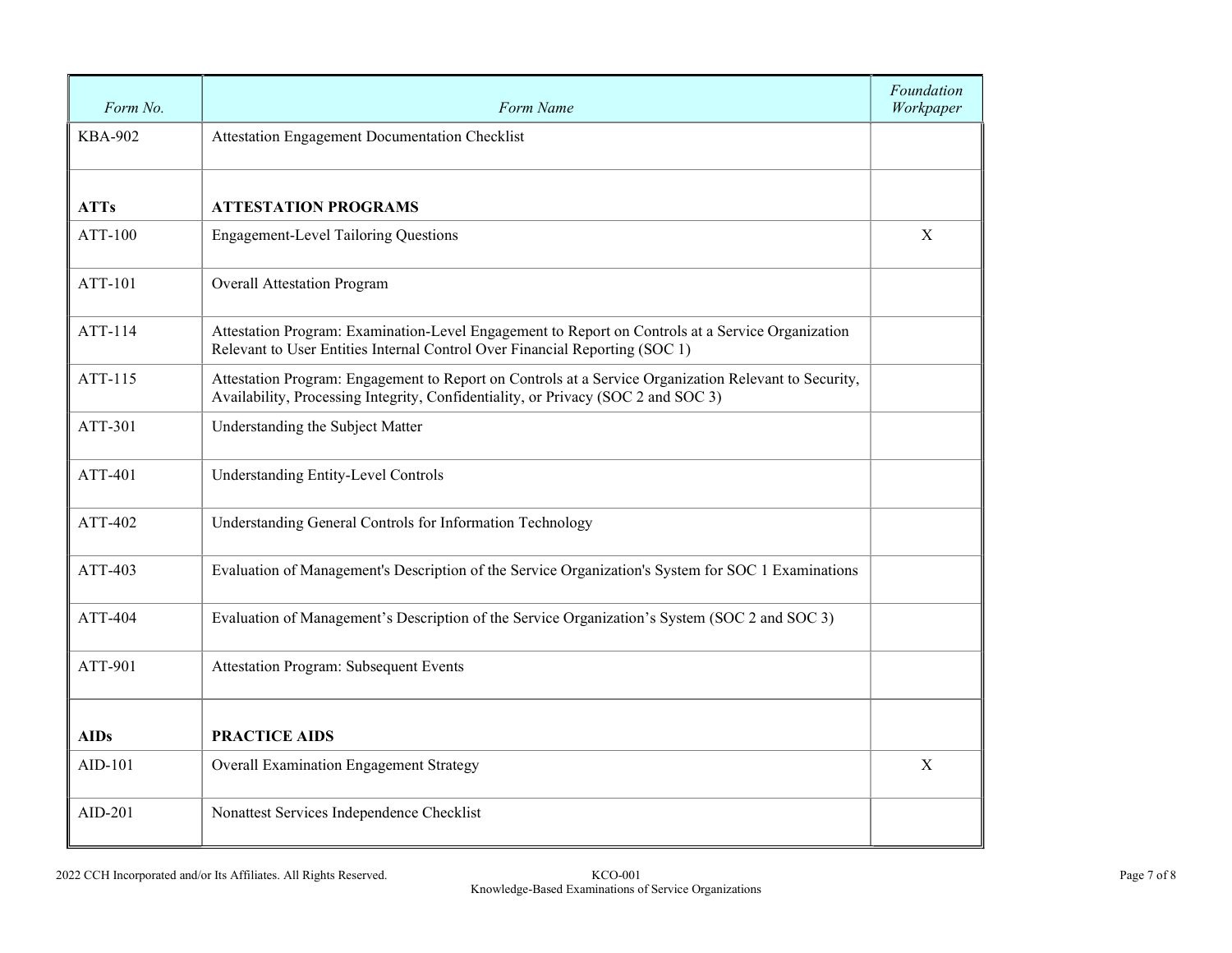| *Form No.* | *Form Name* | *Foundation Workpaper* |
|---|---|---|
| KBA-902 | Attestation Engagement Documentation Checklist | |
| **ATTs** | **ATTESTATION PROGRAMS** | |
| ATT-100 | Engagement-Level Tailoring Questions | X |
| ATT-101 | Overall Attestation Program | |
| ATT-114 | Attestation Program: Examination-Level Engagement to Report on Controls at a Service Organization Relevant to User Entities Internal Control Over Financial Reporting (SOC 1) | |
| ATT-115 | Attestation Program: Engagement to Report on Controls at a Service Organization Relevant to Security, Availability, Processing Integrity, Confidentiality, or Privacy (SOC 2 and SOC 3) | |
| ATT-301 | Understanding the Subject Matter | |
| ATT-401 | Understanding Entity-Level Controls | |
| ATT-402 | Understanding General Controls for Information Technology | |
| ATT-403 | Evaluation of Management's Description of the Service Organization's System for SOC 1 Examinations | |
| ATT-404 | Evaluation of Management's Description of the Service Organization's System (SOC 2 and SOC 3) | |
| ATT-901 | Attestation Program: Subsequent Events | |
| **AIDs** | **PRACTICE AIDS** | |
| AID-101 | Overall Examination Engagement Strategy | X |
| AID-201 | Nonattest Services Independence Checklist | |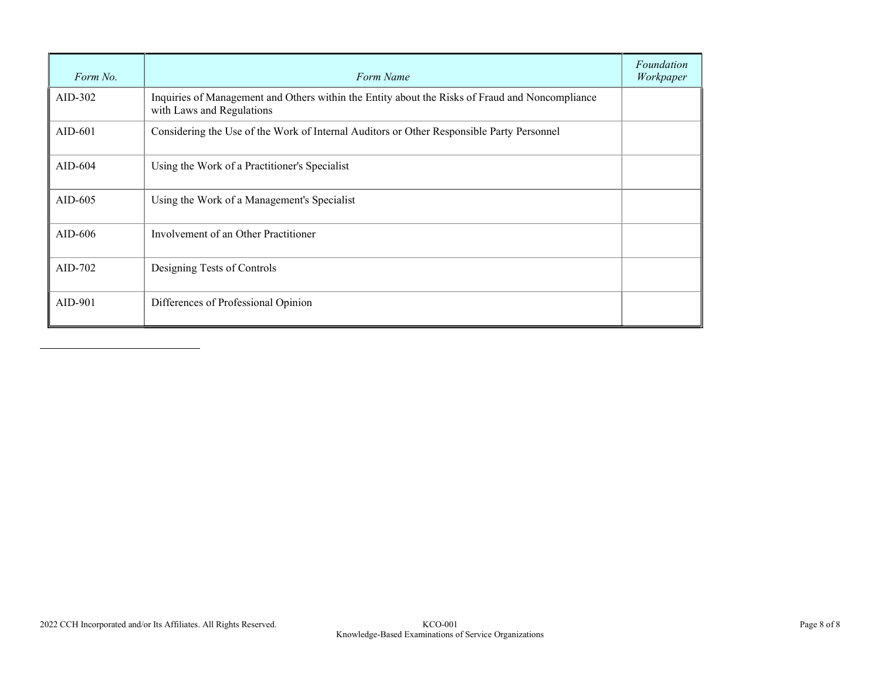| *Form No.* | *Form Name* | *Foundation Workpaper* |
|---|---|---|
| AID-302 | Inquiries of Management and Others within the Entity about the Risks of Fraud and Noncompliance with Laws and Regulations | |
| AID-601 | Considering the Use of the Work of Internal Auditors or Other Responsible Party Personnel | |
| AID-604 | Using the Work of a Practitioner's Specialist | |
| AID-605 | Using the Work of a Management's Specialist | |
| AID-606 | Involvement of an Other Practitioner | |
| AID-702 | Designing Tests of Controls | |
| AID-901 | Differences of Professional Opinion | |